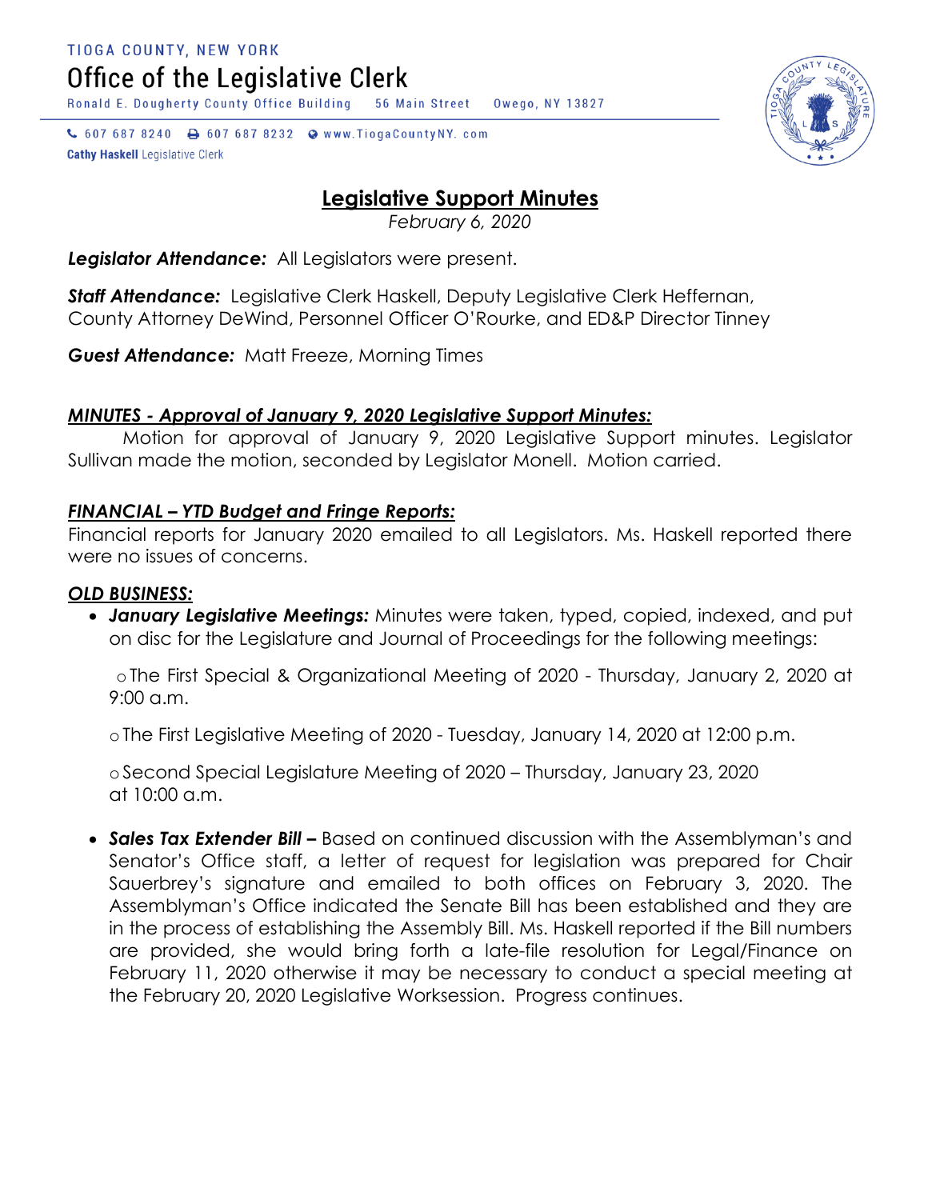TIOGA COUNTY, NEW YORK

# Office of the Legislative Clerk

Ronald E. Dougherty County Office Building 56 Main Street Owego, NY 13827

607 687 8240 607 687 8232 www.TiogaCountyNY.com

**Cathy Haskell** Legislative Clerk

## Legislative Support Minutes

*February 6, 2020*

***Legislator Attendance:*** All Legislators were present.

***Staff Attendance:*** Legislative Clerk Haskell, Deputy Legislative Clerk Heffernan, County Attorney DeWind, Personnel Officer O'Rourke, and ED&P Director Tinney

***Guest Attendance:*** Matt Freeze, Morning Times

***MINUTES - Approval of January 9, 2020 Legislative Support Minutes:***

Motion for approval of January 9, 2020 Legislative Support minutes. Legislator Sullivan made the motion, seconded by Legislator Monell. Motion carried.

***FINANCIAL – YTD Budget and Fringe Reports:***

Financial reports for January 2020 emailed to all Legislators. Ms. Haskell reported there were no issues of concerns.

***OLD BUSINESS:***

- ***January Legislative Meetings:*** Minutes were taken, typed, copied, indexed, and put on disc for the Legislature and Journal of Proceedings for the following meetings:
  - The First Special & Organizational Meeting of 2020 - Thursday, January 2, 2020 at 9:00 a.m.
  - The First Legislative Meeting of 2020 - Tuesday, January 14, 2020 at 12:00 p.m.
  - Second Special Legislature Meeting of 2020 – Thursday, January 23, 2020 at 10:00 a.m.
- ***Sales Tax Extender Bill –*** Based on continued discussion with the Assemblyman's and Senator's Office staff, a letter of request for legislation was prepared for Chair Sauerbrey's signature and emailed to both offices on February 3, 2020. The Assemblyman's Office indicated the Senate Bill has been established and they are in the process of establishing the Assembly Bill. Ms. Haskell reported if the Bill numbers are provided, she would bring forth a late-file resolution for Legal/Finance on February 11, 2020 otherwise it may be necessary to conduct a special meeting at the February 20, 2020 Legislative Worksession. Progress continues.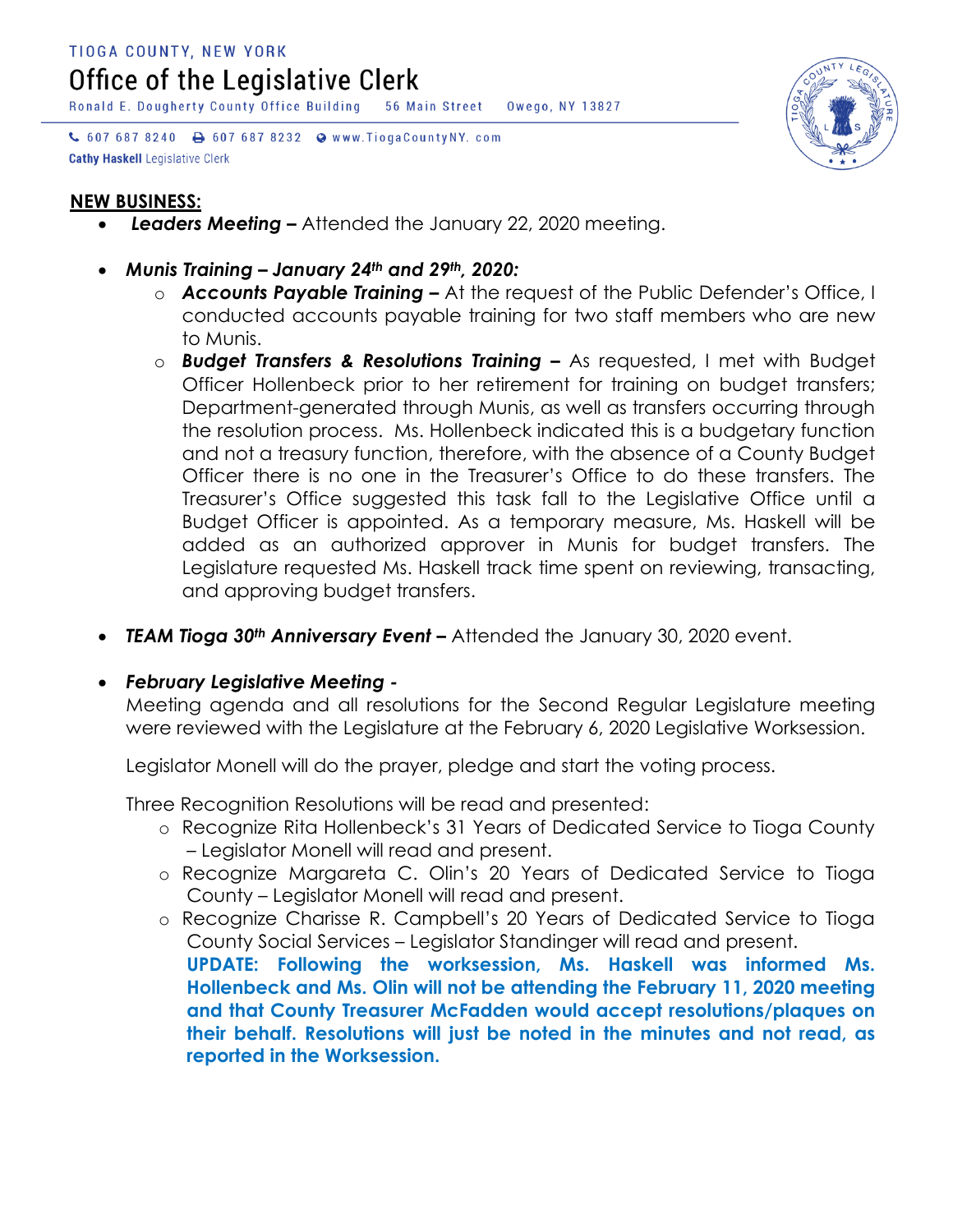TIOGA COUNTY, NEW YORK

# Office of the Legislative Clerk

Ronald E. Dougherty County Office Building 56 Main Street Owego, NY 13827

607 687 8240 607 687 8232 www.TiogaCountyNY.com

**Cathy Haskell** Legislative Clerk

## NEW BUSINESS:

- ***Leaders Meeting –*** Attended the January 22, 2020 meeting.

- ***Munis Training – January 24th and 29th, 2020:***
  - ***Accounts Payable Training –*** At the request of the Public Defender's Office, I conducted accounts payable training for two staff members who are new to Munis.
  - ***Budget Transfers & Resolutions Training –*** As requested, I met with Budget Officer Hollenbeck prior to her retirement for training on budget transfers; Department-generated through Munis, as well as transfers occurring through the resolution process. Ms. Hollenbeck indicated this is a budgetary function and not a treasury function, therefore, with the absence of a County Budget Officer there is no one in the Treasurer's Office to do these transfers. The Treasurer's Office suggested this task fall to the Legislative Office until a Budget Officer is appointed. As a temporary measure, Ms. Haskell will be added as an authorized approver in Munis for budget transfers. The Legislature requested Ms. Haskell track time spent on reviewing, transacting, and approving budget transfers.

- ***TEAM Tioga 30th Anniversary Event –*** Attended the January 30, 2020 event.

- ***February Legislative Meeting -***

  Meeting agenda and all resolutions for the Second Regular Legislature meeting were reviewed with the Legislature at the February 6, 2020 Legislative Worksession.

  Legislator Monell will do the prayer, pledge and start the voting process.

  Three Recognition Resolutions will be read and presented:
  - Recognize Rita Hollenbeck's 31 Years of Dedicated Service to Tioga County – Legislator Monell will read and present.
  - Recognize Margareta C. Olin's 20 Years of Dedicated Service to Tioga County – Legislator Monell will read and present.
  - Recognize Charisse R. Campbell's 20 Years of Dedicated Service to Tioga County Social Services – Legislator Standinger will read and present.

    **UPDATE: Following the worksession, Ms. Haskell was informed Ms. Hollenbeck and Ms. Olin will not be attending the February 11, 2020 meeting and that County Treasurer McFadden would accept resolutions/plaques on their behalf. Resolutions will just be noted in the minutes and not read, as reported in the Worksession.**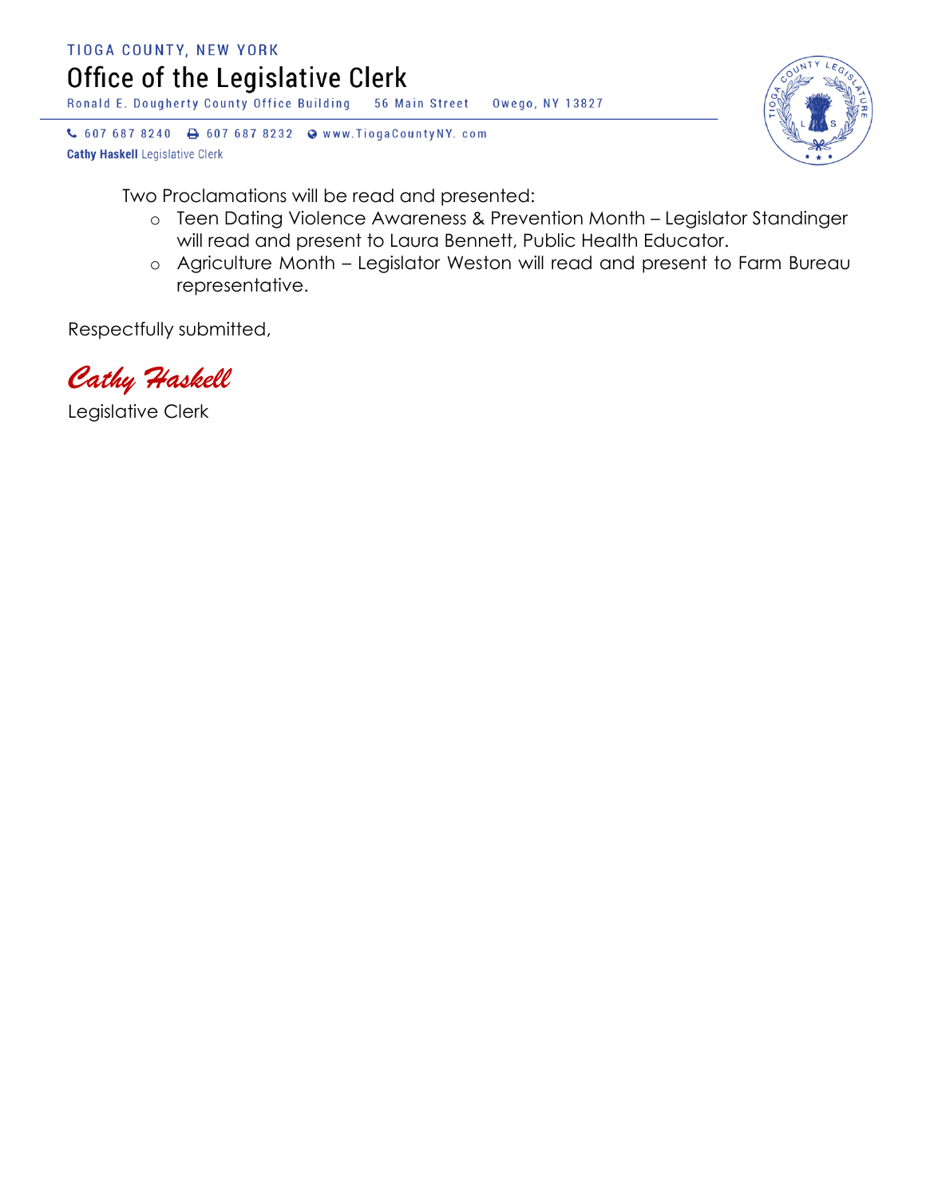TIOGA COUNTY, NEW YORK

# Office of the Legislative Clerk

Ronald E. Dougherty County Office Building    56 Main Street    Owego, NY 13827

607 687 8240    607 687 8232    www.TiogaCountyNY.com

**Cathy Haskell** Legislative Clerk

Two Proclamations will be read and presented:

- Teen Dating Violence Awareness & Prevention Month – Legislator Standinger will read and present to Laura Bennett, Public Health Educator.
- Agriculture Month – Legislator Weston will read and present to Farm Bureau representative.

Respectfully submitted,

*Cathy Haskell*

Legislative Clerk